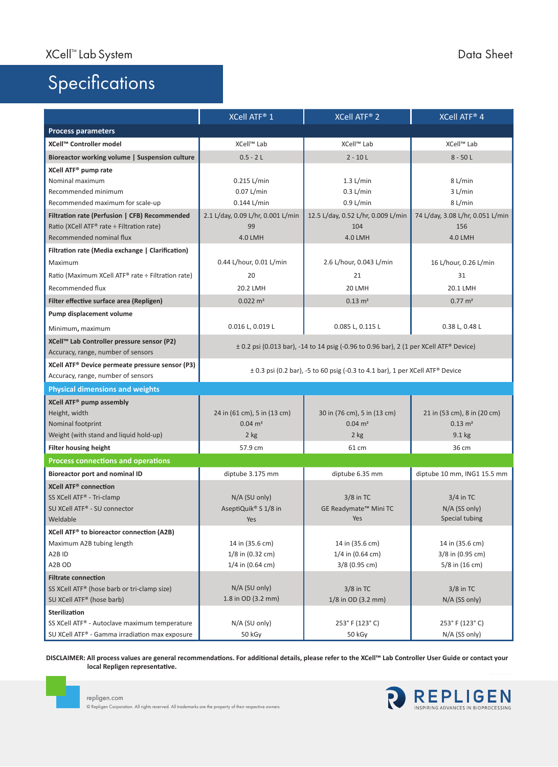# Specifications

| | XCell ATF® 1 | XCell ATF® 2 | XCell ATF® 4 |
|---|---|---|---|
| **Process parameters** | | | |
| **XCell™ Controller model** | XCell™ Lab | XCell™ Lab | XCell™ Lab |
| **Bioreactor working volume \| Suspension culture** | 0.5 - 2 L | 2 - 10 L | 8 - 50 L |
| **XCell ATF® pump rate** | | | |
| Nominal maximum | 0.215 L/min | 1.3 L/min | 8 L/min |
| Recommended minimum | 0.07 L/min | 0.3 L/min | 3 L/min |
| Recommended maximum for scale-up | 0.144 L/min | 0.9 L/min | 8 L/min |
| **Filtration rate (Perfusion \| CFB) Recommended** | 2.1 L/day, 0.09 L/hr, 0.001 L/min | 12.5 L/day, 0.52 L/hr, 0.009 L/min | 74 L/day, 3.08 L/hr, 0.051 L/min |
| Ratio (XCell ATF® rate ÷ Filtration rate) | 99 | 104 | 156 |
| Recommended nominal flux | 4.0 LMH | 4.0 LMH | 4.0 LMH |
| **Filtration rate (Media exchange \| Clarification)** | | | |
| Maximum | 0.44 L/hour, 0.01 L/min | 2.6 L/hour, 0.043 L/min | 16 L/hour, 0.26 L/min |
| Ratio (Maximum XCell ATF® rate ÷ Filtration rate) | 20 | 21 | 31 |
| Recommended flux | 20.2 LMH | 20 LMH | 20.1 LMH |
| **Filter effective surface area (Repligen)** | 0.022 m² | 0.13 m² | 0.77 m² |
| **Pump displacement volume** | | | |
| Minimum, maximum | 0.016 L, 0.019 L | 0.085 L, 0.115 L | 0.38 L, 0.48 L |
| **XCell™ Lab Controller pressure sensor (P2)** Accuracy, range, number of sensors | ± 0.2 psi (0.013 bar), -14 to 14 psig (-0.96 to 0.96 bar), 2 (1 per XCell ATF® Device) | | |
| **XCell ATF® Device permeate pressure sensor (P3)** Accuracy, range, number of sensors | ± 0.3 psi (0.2 bar), -5 to 60 psig (-0.3 to 4.1 bar), 1 per XCell ATF® Device | | |
| **Physical dimensions and weights** | | | |
| **XCell ATF® pump assembly** | | | |
| Height, width | 24 in (61 cm), 5 in (13 cm) | 30 in (76 cm), 5 in (13 cm) | 21 in (53 cm), 8 in (20 cm) |
| Nominal footprint | 0.04 m² | 0.04 m² | 0.13 m² |
| Weight (with stand and liquid hold-up) | 2 kg | 2 kg | 9.1 kg |
| **Filter housing height** | 57.9 cm | 61 cm | 36 cm |
| **Process connections and operations** | | | |
| **Bioreactor port and nominal ID** | diptube 3.175 mm | diptube 6.35 mm | diptube 10 mm, ING1 15.5 mm |
| **XCell ATF® connection** | | | |
| SS XCell ATF® - Tri-clamp | N/A (SU only) | 3/8 in TC | 3/4 in TC |
| SU XCell ATF® - SU connector | AseptiQuik® S 1/8 in | GE Readymate™ Mini TC | N/A (SS only) |
| Weldable | Yes | Yes | Special tubing |
| **XCell ATF® to bioreactor connection (A2B)** | | | |
| Maximum A2B tubing length | 14 in (35.6 cm) | 14 in (35.6 cm) | 14 in (35.6 cm) |
| A2B ID | 1/8 in (0.32 cm) | 1/4 in (0.64 cm) | 3/8 in (0.95 cm) |
| A2B OD | 1/4 in (0.64 cm) | 3/8 (0.95 cm) | 5/8 in (16 cm) |
| **Filtrate connection** | | | |
| SS XCell ATF® (hose barb or tri-clamp size) | N/A (SU only) | 3/8 in TC | 3/8 in TC |
| SU XCell ATF® (hose barb) | 1.8 in OD (3.2 mm) | 1/8 in OD (3.2 mm) | N/A (SS only) |
| **Sterilization** | | | |
| SS XCell ATF® - Autoclave maximum temperature | N/A (SU only) | 253° F (123° C) | 253° F (123° C) |
| SU XCell ATF® - Gamma irradiation max exposure | 50 kGy | 50 kGy | N/A (SS only) |

**DISCLAIMER: All process values are general recommendations. For additional details, please refer to the XCell™ Lab Controller User Guide or contact your local Repligen representative.**

repligen.com

© Repligen Corporation. All rights reserved. All trademarks are the property of their respective owners.

REPLIGEN
INSPIRING ADVANCES IN BIOPROCESSING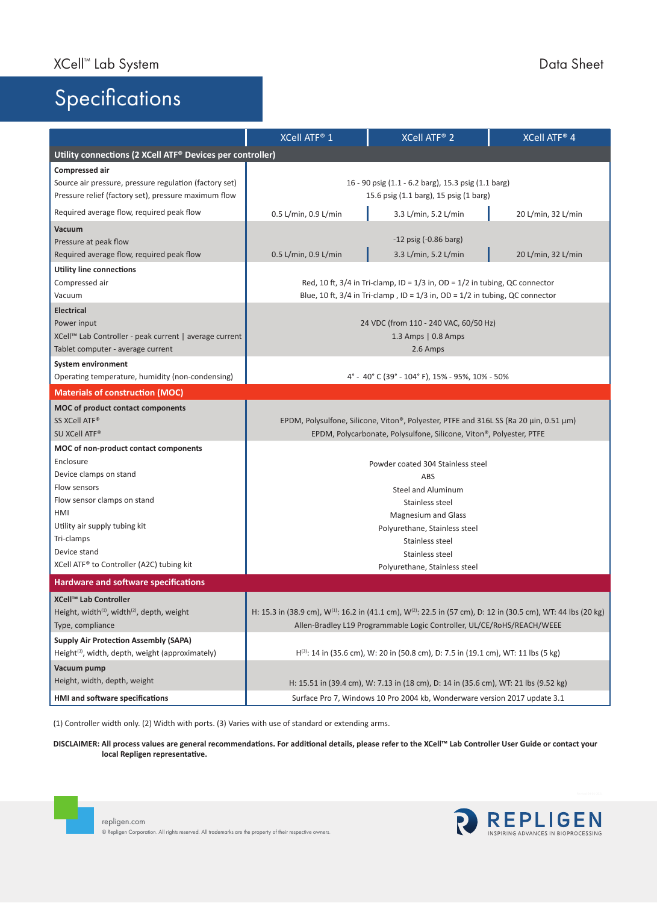# Specifications

| | XCell ATF® 1 | XCell ATF® 2 | XCell ATF® 4 |
|---|---|---|---|
| **Utility connections (2 XCell ATF® Devices per controller)** | | | |
| **Compressed air** | | | |
| Source air pressure, pressure regulation (factory set) | 16 - 90 psig (1.1 - 6.2 barg), 15.3 psig (1.1 barg) | | |
| Pressure relief (factory set), pressure maximum flow | 15.6 psig (1.1 barg), 15 psig (1 barg) | | |
| Required average flow, required peak flow | 0.5 L/min, 0.9 L/min | 3.3 L/min, 5.2 L/min | 20 L/min, 32 L/min |
| **Vacuum** | | | |
| Pressure at peak flow | -12 psig (-0.86 barg) | | |
| Required average flow, required peak flow | 0.5 L/min, 0.9 L/min | 3.3 L/min, 5.2 L/min | 20 L/min, 32 L/min |
| **Utility line connections** | | | |
| Compressed air | Red, 10 ft, 3/4 in Tri-clamp, ID = 1/3 in, OD = 1/2 in tubing, QC connector | | |
| Vacuum | Blue, 10 ft, 3/4 in Tri-clamp , ID = 1/3 in, OD = 1/2 in tubing, QC connector | | |
| **Electrical** | | | |
| Power input | 24 VDC (from 110 - 240 VAC, 60/50 Hz) | | |
| XCell™ Lab Controller - peak current \| average current | 1.3 Amps \| 0.8 Amps | | |
| Tablet computer - average current | 2.6 Amps | | |
| **System environment** | | | |
| Operating temperature, humidity (non-condensing) | 4° - 40° C (39° - 104° F), 15% - 95%, 10% - 50% | | |
| **Materials of construction (MOC)** | | | |
| **MOC of product contact components** | | | |
| SS XCell ATF® | EPDM, Polysulfone, Silicone, Viton®, Polyester, PTFE and 316L SS (Ra 20 µin, 0.51 µm) | | |
| SU XCell ATF® | EPDM, Polycarbonate, Polysulfone, Silicone, Viton®, Polyester, PTFE | | |
| **MOC of non-product contact components** | | | |
| Enclosure | Powder coated 304 Stainless steel | | |
| Device clamps on stand | ABS | | |
| Flow sensors | Steel and Aluminum | | |
| Flow sensor clamps on stand | Stainless steel | | |
| HMI | Magnesium and Glass | | |
| Utility air supply tubing kit | Polyurethane, Stainless steel | | |
| Tri-clamps | Stainless steel | | |
| Device stand | Stainless steel | | |
| XCell ATF® to Controller (A2C) tubing kit | Polyurethane, Stainless steel | | |
| **Hardware and software specifications** | | | |
| **XCell™ Lab Controller** | | | |
| Height, width(1), width(2), depth, weight | H: 15.3 in (38.9 cm), W(1): 16.2 in (41.1 cm), W(2): 22.5 in (57 cm), D: 12 in (30.5 cm), WT: 44 lbs (20 kg) | | |
| Type, compliance | Allen-Bradley L19 Programmable Logic Controller, UL/CE/RoHS/REACH/WEEE | | |
| **Supply Air Protection Assembly (SAPA)** | | | |
| Height(3), width, depth, weight (approximately) | H(3): 14 in (35.6 cm), W: 20 in (50.8 cm), D: 7.5 in (19.1 cm), WT: 11 lbs (5 kg) | | |
| **Vacuum pump** | | | |
| Height, width, depth, weight | H: 15.51 in (39.4 cm), W: 7.13 in (18 cm), D: 14 in (35.6 cm), WT: 21 lbs (9.52 kg) | | |
| **HMI and software specifications** | Surface Pro 7, Windows 10 Pro 2004 kb, Wonderware version 2017 update 3.1 | | |

(1) Controller width only. (2) Width with ports. (3) Varies with use of standard or extending arms.

**DISCLAIMER: All process values are general recommendations. For additional details, please refer to the XCell™ Lab Controller User Guide or contact your local Repligen representative.**

repligen.com

© Repligen Corporation. All rights reserved. All trademarks are the property of their respective owners.

REPLIGEN
INSPIRING ADVANCES IN BIOPROCESSING